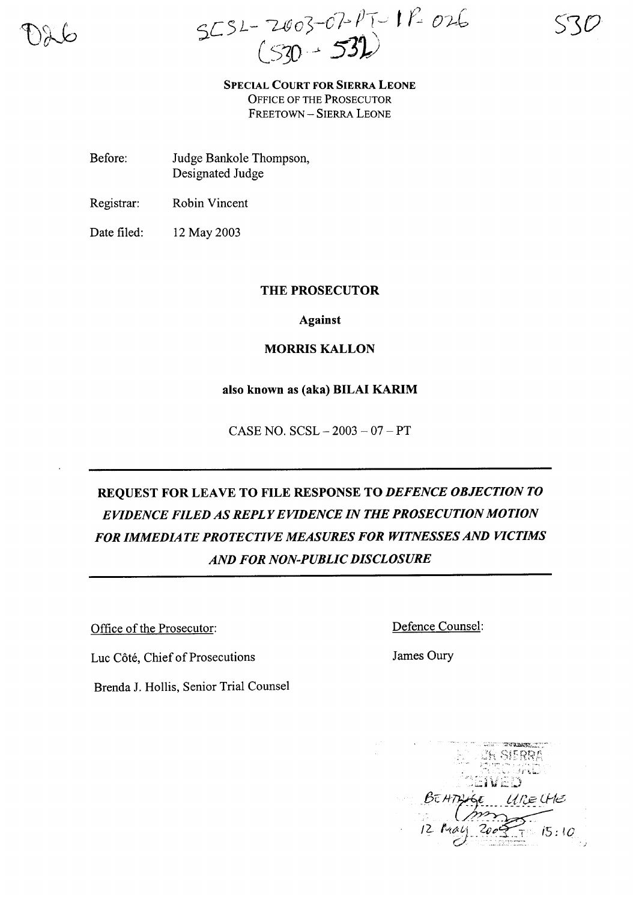SCSL-2003-07-PT-IP-026
(530 - 532)

**SPECIAL COURT FOR SIERRA LEONE**
OFFICE OF THE PROSECUTOR
FREETOWN – SIERRA LEONE

Before: Judge Bankole Thompson, Designated Judge

Registrar: Robin Vincent

Date filed: 12 May 2003

**THE PROSECUTOR**

**Against**

**MORRIS KALLON**

**also known as (aka) BILAI KARIM**

CASE NO. SCSL – 2003 – 07 – PT

# REQUEST FOR LEAVE TO FILE RESPONSE TO *DEFENCE OBJECTION TO EVIDENCE FILED AS REPLY EVIDENCE IN THE PROSECUTION MOTION FOR IMMEDIATE PROTECTIVE MEASURES FOR WITNESSES AND VICTIMS AND FOR NON-PUBLIC DISCLOSURE*

Office of the Prosecutor:

Luc Côté, Chief of Prosecutions

Brenda J. Hollis, Senior Trial Counsel

Defence Counsel:

James Oury

RECEIVED
BEHTUGE UREUHE
12 May 2003 15:10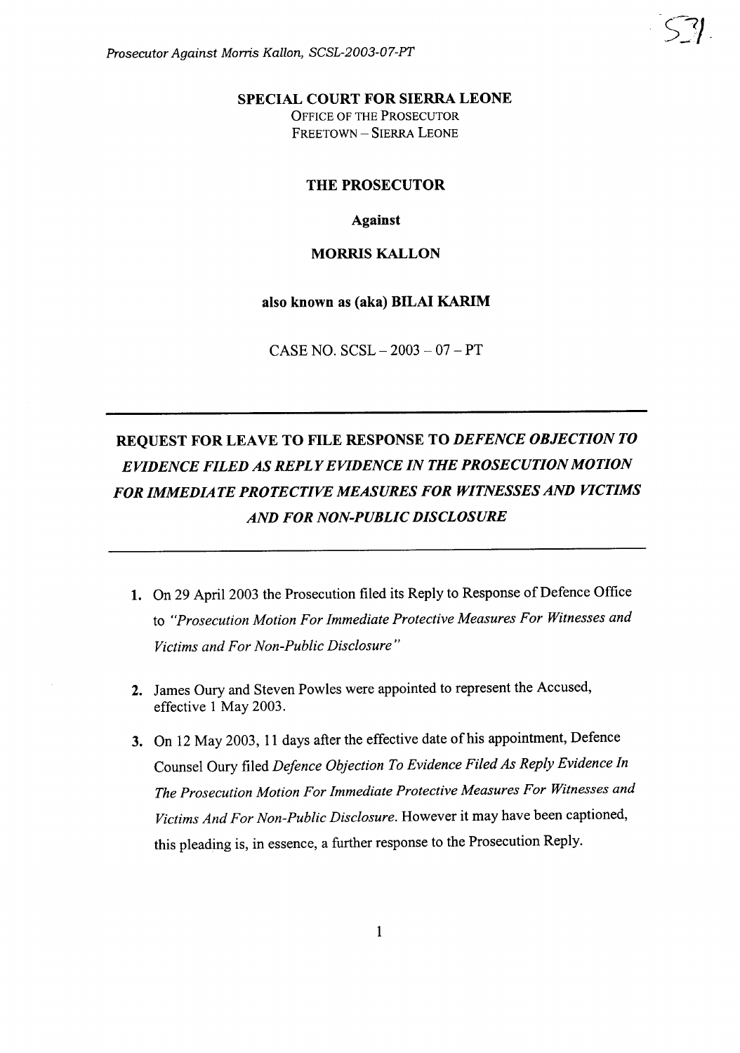**SPECIAL COURT FOR SIERRA LEONE**
OFFICE OF THE PROSECUTOR
FREETOWN – SIERRA LEONE

**THE PROSECUTOR**

**Against**

**MORRIS KALLON**

**also known as (aka) BILAI KARIM**

CASE NO. SCSL – 2003 – 07 – PT

---

**REQUEST FOR LEAVE TO FILE RESPONSE TO *DEFENCE OBJECTION TO EVIDENCE FILED AS REPLY EVIDENCE IN THE PROSECUTION MOTION FOR IMMEDIATE PROTECTIVE MEASURES FOR WITNESSES AND VICTIMS AND FOR NON-PUBLIC DISCLOSURE***

---

1. On 29 April 2003 the Prosecution filed its Reply to Response of Defence Office to *"Prosecution Motion For Immediate Protective Measures For Witnesses and Victims and For Non-Public Disclosure"*

2. James Oury and Steven Powles were appointed to represent the Accused, effective 1 May 2003.

3. On 12 May 2003, 11 days after the effective date of his appointment, Defence Counsel Oury filed *Defence Objection To Evidence Filed As Reply Evidence In The Prosecution Motion For Immediate Protective Measures For Witnesses and Victims And For Non-Public Disclosure*. However it may have been captioned, this pleading is, in essence, a further response to the Prosecution Reply.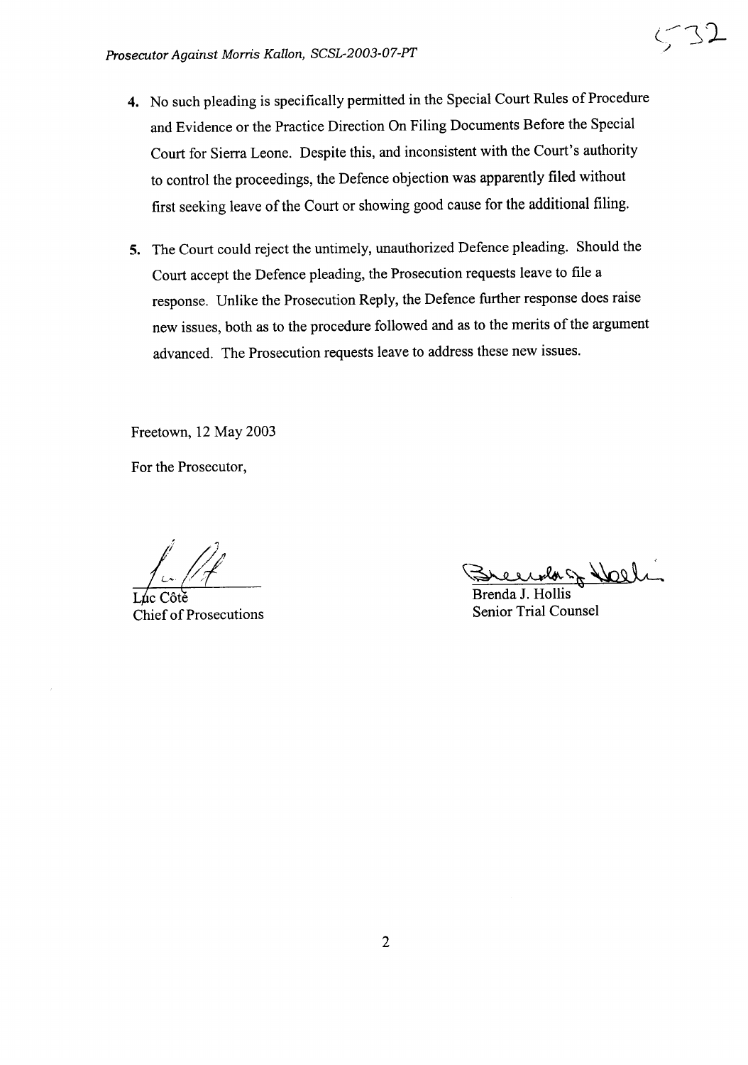4. No such pleading is specifically permitted in the Special Court Rules of Procedure and Evidence or the Practice Direction On Filing Documents Before the Special Court for Sierra Leone. Despite this, and inconsistent with the Court's authority to control the proceedings, the Defence objection was apparently filed without first seeking leave of the Court or showing good cause for the additional filing.

5. The Court could reject the untimely, unauthorized Defence pleading. Should the Court accept the Defence pleading, the Prosecution requests leave to file a response. Unlike the Prosecution Reply, the Defence further response does raise new issues, both as to the procedure followed and as to the merits of the argument advanced. The Prosecution requests leave to address these new issues.

Freetown, 12 May 2003

For the Prosecutor,

Luc Côté
Chief of Prosecutions

Brenda J. Hollis
Senior Trial Counsel